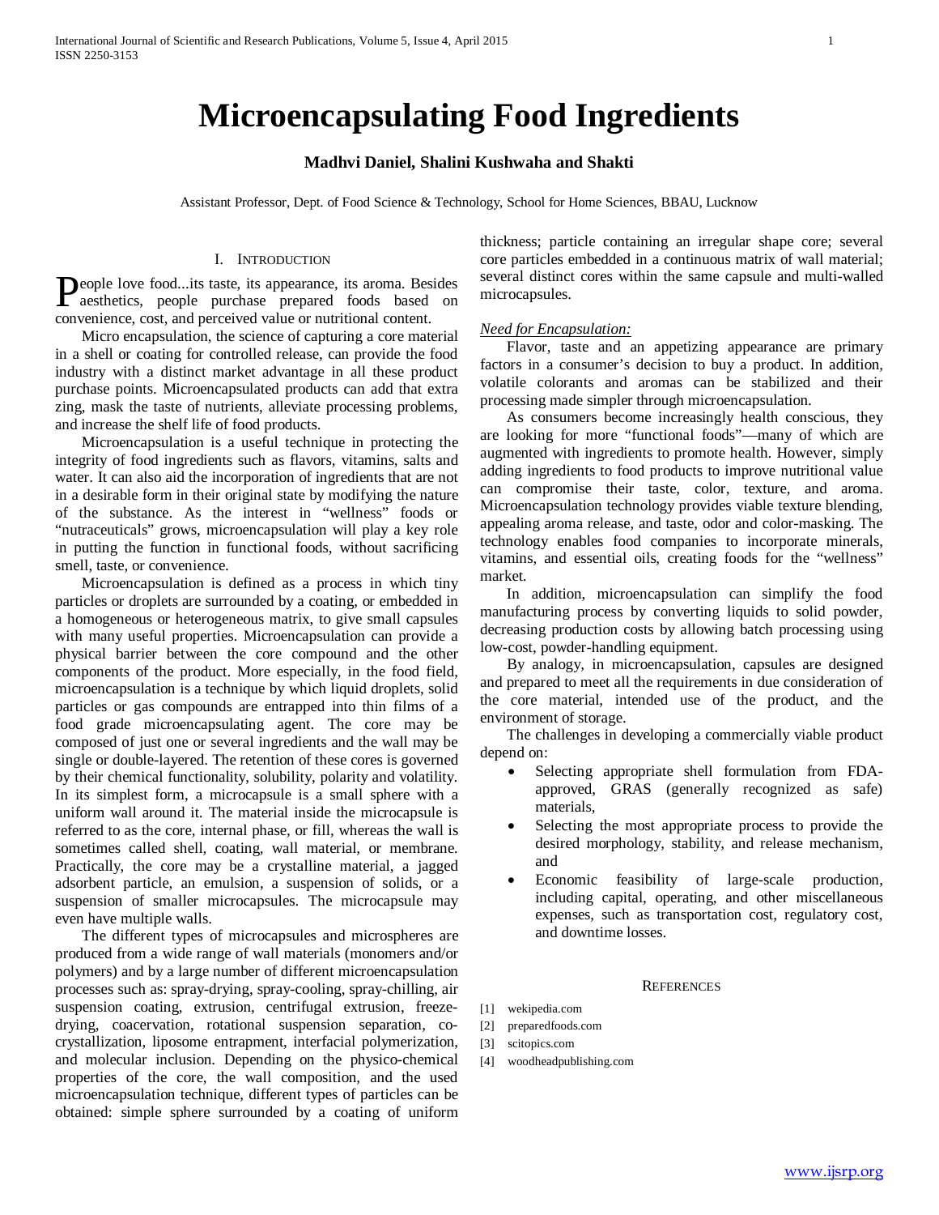# Microencapsulating Food Ingredients

**Madhvi Daniel, Shalini Kushwaha and Shakti**

Assistant Professor, Dept. of Food Science & Technology, School for Home Sciences, BBAU, Lucknow

## I. Introduction

People love food...its taste, its appearance, its aroma. Besides aesthetics, people purchase prepared foods based on convenience, cost, and perceived value or nutritional content.

Micro encapsulation, the science of capturing a core material in a shell or coating for controlled release, can provide the food industry with a distinct market advantage in all these product purchase points. Microencapsulated products can add that extra zing, mask the taste of nutrients, alleviate processing problems, and increase the shelf life of food products.

Microencapsulation is a useful technique in protecting the integrity of food ingredients such as flavors, vitamins, salts and water. It can also aid the incorporation of ingredients that are not in a desirable form in their original state by modifying the nature of the substance. As the interest in "wellness" foods or "nutraceuticals" grows, microencapsulation will play a key role in putting the function in functional foods, without sacrificing smell, taste, or convenience.

Microencapsulation is defined as a process in which tiny particles or droplets are surrounded by a coating, or embedded in a homogeneous or heterogeneous matrix, to give small capsules with many useful properties. Microencapsulation can provide a physical barrier between the core compound and the other components of the product. More especially, in the food field, microencapsulation is a technique by which liquid droplets, solid particles or gas compounds are entrapped into thin films of a food grade microencapsulating agent. The core may be composed of just one or several ingredients and the wall may be single or double-layered. The retention of these cores is governed by their chemical functionality, solubility, polarity and volatility. In its simplest form, a microcapsule is a small sphere with a uniform wall around it. The material inside the microcapsule is referred to as the core, internal phase, or fill, whereas the wall is sometimes called shell, coating, wall material, or membrane. Practically, the core may be a crystalline material, a jagged adsorbent particle, an emulsion, a suspension of solids, or a suspension of smaller microcapsules. The microcapsule may even have multiple walls.

The different types of microcapsules and microspheres are produced from a wide range of wall materials (monomers and/or polymers) and by a large number of different microencapsulation processes such as: spray-drying, spray-cooling, spray-chilling, air suspension coating, extrusion, centrifugal extrusion, freeze-drying, coacervation, rotational suspension separation, co-crystallization, liposome entrapment, interfacial polymerization, and molecular inclusion. Depending on the physico-chemical properties of the core, the wall composition, and the used microencapsulation technique, different types of particles can be obtained: simple sphere surrounded by a coating of uniform thickness; particle containing an irregular shape core; several core particles embedded in a continuous matrix of wall material; several distinct cores within the same capsule and multi-walled microcapsules.

*Need for Encapsulation:*

Flavor, taste and an appetizing appearance are primary factors in a consumer's decision to buy a product. In addition, volatile colorants and aromas can be stabilized and their processing made simpler through microencapsulation.

As consumers become increasingly health conscious, they are looking for more "functional foods"—many of which are augmented with ingredients to promote health. However, simply adding ingredients to food products to improve nutritional value can compromise their taste, color, texture, and aroma. Microencapsulation technology provides viable texture blending, appealing aroma release, and taste, odor and color-masking. The technology enables food companies to incorporate minerals, vitamins, and essential oils, creating foods for the "wellness" market.

In addition, microencapsulation can simplify the food manufacturing process by converting liquids to solid powder, decreasing production costs by allowing batch processing using low-cost, powder-handling equipment.

By analogy, in microencapsulation, capsules are designed and prepared to meet all the requirements in due consideration of the core material, intended use of the product, and the environment of storage.

The challenges in developing a commercially viable product depend on:

- Selecting appropriate shell formulation from FDA-approved, GRAS (generally recognized as safe) materials,
- Selecting the most appropriate process to provide the desired morphology, stability, and release mechanism, and
- Economic feasibility of large-scale production, including capital, operating, and other miscellaneous expenses, such as transportation cost, regulatory cost, and downtime losses.

## References

[1] wekipedia.com

[2] preparedfoods.com

[3] scitopics.com

[4] woodheadpublishing.com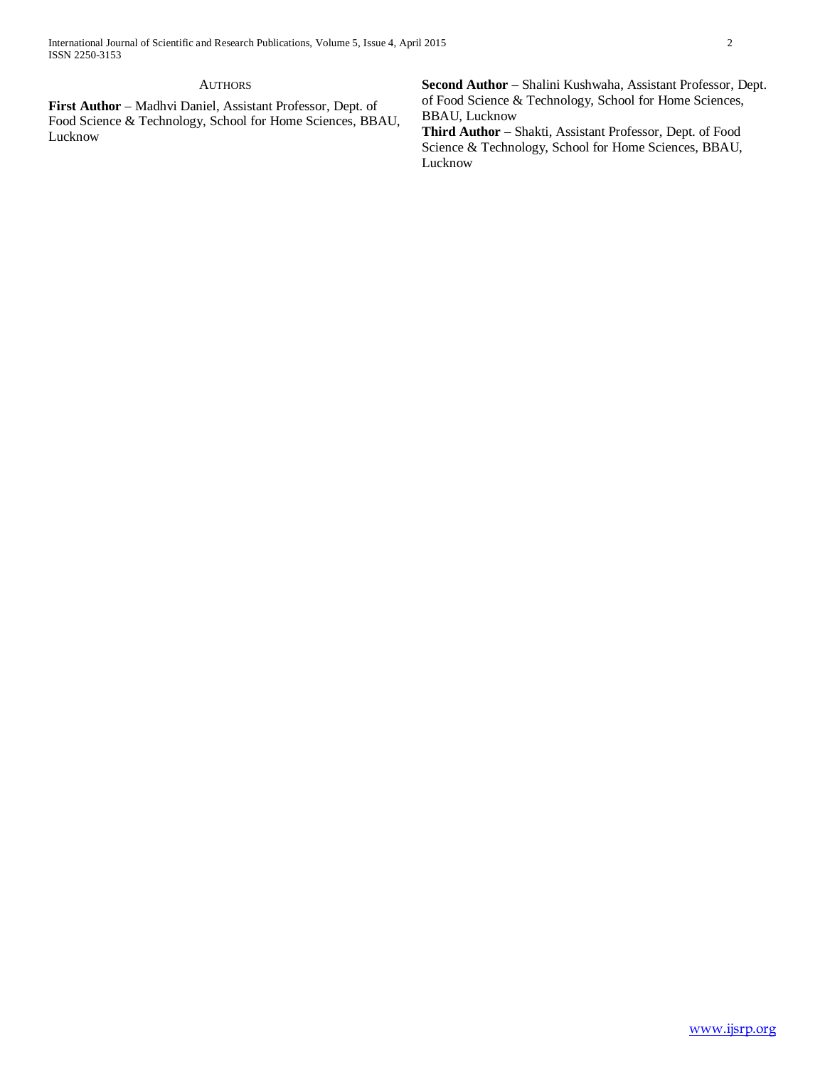## AUTHORS

**First Author** – Madhvi Daniel, Assistant Professor, Dept. of Food Science & Technology, School for Home Sciences, BBAU, Lucknow

**Second Author** – Shalini Kushwaha, Assistant Professor, Dept. of Food Science & Technology, School for Home Sciences, BBAU, Lucknow

**Third Author** – Shakti, Assistant Professor, Dept. of Food Science & Technology, School for Home Sciences, BBAU, Lucknow